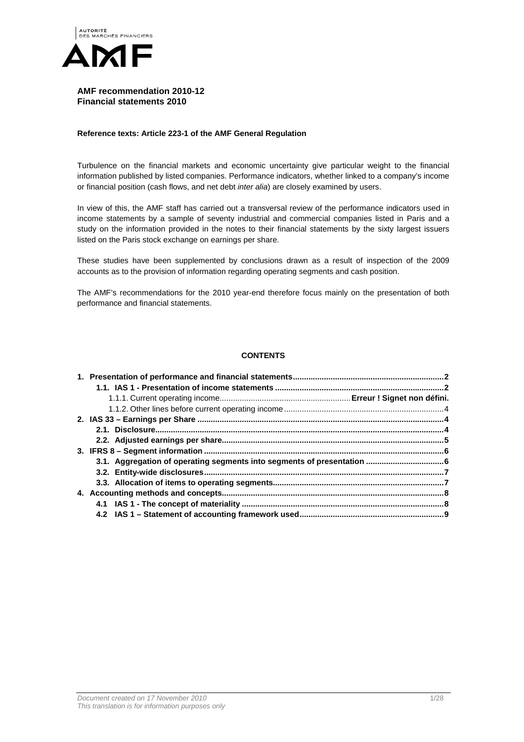**AMF recommendation 2010-12**
**Financial statements 2010**

**Reference texts: Article 223-1 of the AMF General Regulation**

Turbulence on the financial markets and economic uncertainty give particular weight to the financial information published by listed companies. Performance indicators, whether linked to a company's income or financial position (cash flows, and net debt *inter alia*) are closely examined by users.

In view of this, the AMF staff has carried out a transversal review of the performance indicators used in income statements by a sample of seventy industrial and commercial companies listed in Paris and a study on the information provided in the notes to their financial statements by the sixty largest issuers listed on the Paris stock exchange on earnings per share.

These studies have been supplemented by conclusions drawn as a result of inspection of the 2009 accounts as to the provision of information regarding operating segments and cash position.

The AMF's recommendations for the 2010 year-end therefore focus mainly on the presentation of both performance and financial statements.

**CONTENTS**

**1. Presentation of performance and financial statements** .......... **2**
- **1.1. IAS 1 - Presentation of income statements** .......... **2**
  - 1.1.1. Current operating income .......... **Erreur ! Signet non défini.**
  - 1.1.2. Other lines before current operating income .......... 4

**2. IAS 33 – Earnings per Share** .......... **4**
- **2.1. Disclosure** .......... **4**
- **2.2. Adjusted earnings per share** .......... **5**

**3. IFRS 8 – Segment information** .......... **6**
- **3.1. Aggregation of operating segments into segments of presentation** .......... **6**
- **3.2. Entity-wide disclosures** .......... **7**
- **3.3. Allocation of items to operating segments** .......... **7**

**4. Accounting methods and concepts** .......... **8**
- **4.1 IAS 1 - The concept of materiality** .......... **8**
- **4.2 IAS 1 – Statement of accounting framework used** .......... **9**

*Document created on 17 November 2010*
*This translation is for information purposes only*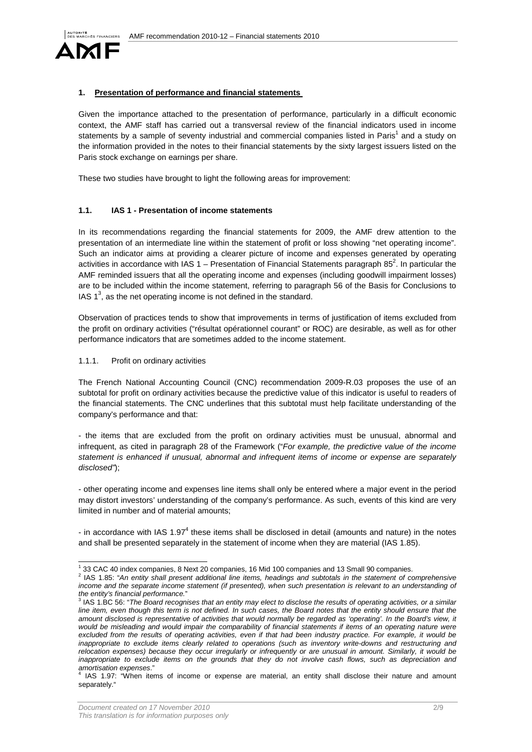## 1. Presentation of performance and financial statements

Given the importance attached to the presentation of performance, particularly in a difficult economic context, the AMF staff has carried out a transversal review of the financial indicators used in income statements by a sample of seventy industrial and commercial companies listed in Paris[1] and a study on the information provided in the notes to their financial statements by the sixty largest issuers listed on the Paris stock exchange on earnings per share.

These two studies have brought to light the following areas for improvement:

### 1.1. IAS 1 - Presentation of income statements

In its recommendations regarding the financial statements for 2009, the AMF drew attention to the presentation of an intermediate line within the statement of profit or loss showing "net operating income". Such an indicator aims at providing a clearer picture of income and expenses generated by operating activities in accordance with IAS 1 – Presentation of Financial Statements paragraph 85[2]. In particular the AMF reminded issuers that all the operating income and expenses (including goodwill impairment losses) are to be included within the income statement, referring to paragraph 56 of the Basis for Conclusions to IAS 1[3], as the net operating income is not defined in the standard.

Observation of practices tends to show that improvements in terms of justification of items excluded from the profit on ordinary activities ("résultat opérationnel courant" or ROC) are desirable, as well as for other performance indicators that are sometimes added to the income statement.

#### 1.1.1. Profit on ordinary activities

The French National Accounting Council (CNC) recommendation 2009-R.03 proposes the use of an subtotal for profit on ordinary activities because the predictive value of this indicator is useful to readers of the financial statements. The CNC underlines that this subtotal must help facilitate understanding of the company's performance and that:

- the items that are excluded from the profit on ordinary activities must be unusual, abnormal and infrequent, as cited in paragraph 28 of the Framework ("*For example, the predictive value of the income statement is enhanced if unusual, abnormal and infrequent items of income or expense are separately disclosed*");

- other operating income and expenses line items shall only be entered where a major event in the period may distort investors' understanding of the company's performance. As such, events of this kind are very limited in number and of material amounts;

- in accordance with IAS 1.97[4] these items shall be disclosed in detail (amounts and nature) in the notes and shall be presented separately in the statement of income when they are material (IAS 1.85).

---

[1] 33 CAC 40 index companies, 8 Next 20 companies, 16 Mid 100 companies and 13 Small 90 companies.

[2] IAS 1.85: "*An entity shall present additional line items, headings and subtotals in the statement of comprehensive income and the separate income statement (if presented), when such presentation is relevant to an understanding of the entity's financial performance.*"

[3] IAS 1.BC 56: "*The Board recognises that an entity may elect to disclose the results of operating activities, or a similar line item, even though this term is not defined. In such cases, the Board notes that the entity should ensure that the amount disclosed is representative of activities that would normally be regarded as 'operating'. In the Board's view, it would be misleading and would impair the comparability of financial statements if items of an operating nature were excluded from the results of operating activities, even if that had been industry practice. For example, it would be inappropriate to exclude items clearly related to operations (such as inventory write-downs and restructuring and relocation expenses) because they occur irregularly or infrequently or are unusual in amount. Similarly, it would be inappropriate to exclude items on the grounds that they do not involve cash flows, such as depreciation and amortisation expenses*."

[4] IAS 1.97: "When items of income or expense are material, an entity shall disclose their nature and amount separately."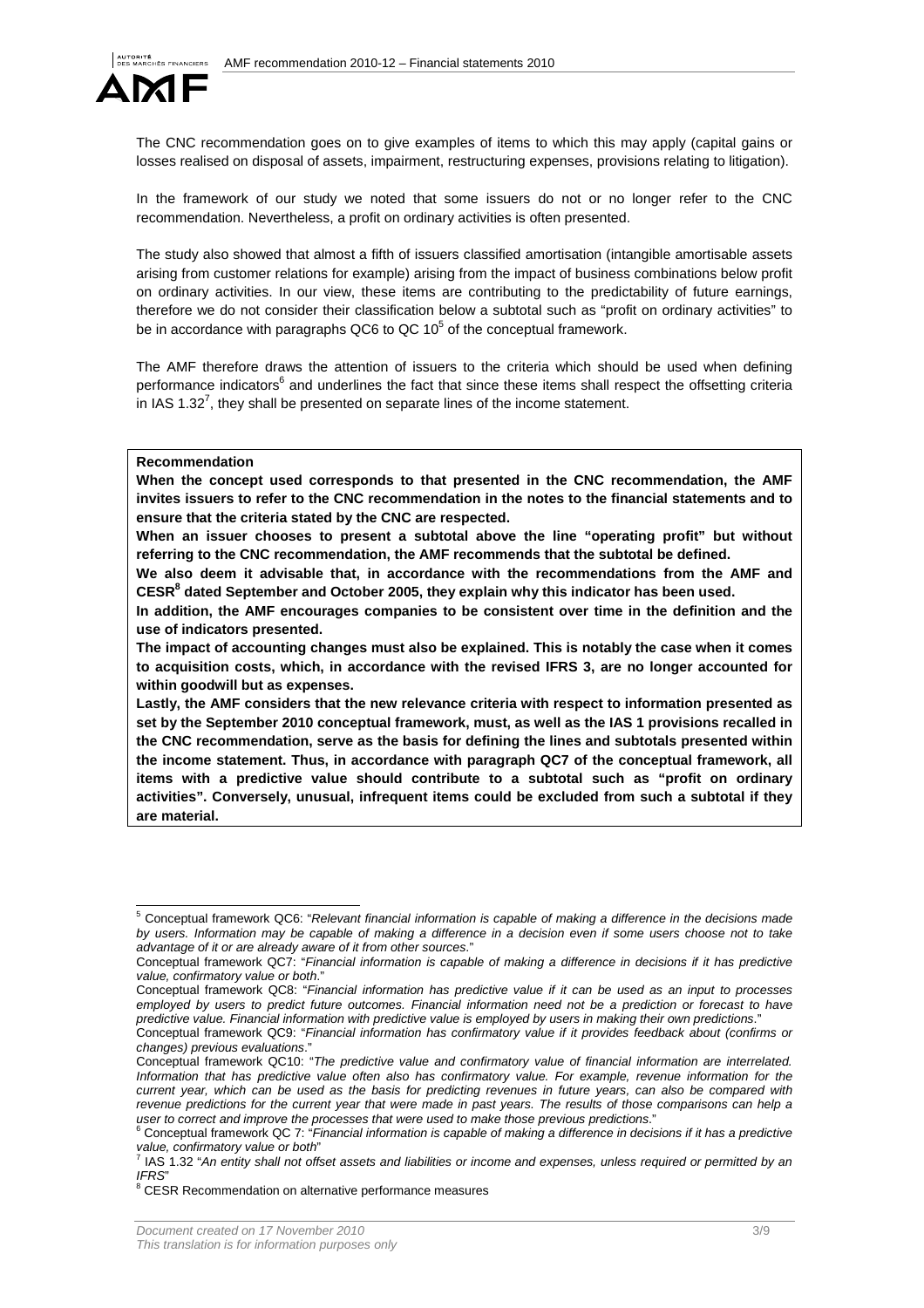The CNC recommendation goes on to give examples of items to which this may apply (capital gains or losses realised on disposal of assets, impairment, restructuring expenses, provisions relating to litigation).

In the framework of our study we noted that some issuers do not or no longer refer to the CNC recommendation. Nevertheless, a profit on ordinary activities is often presented.

The study also showed that almost a fifth of issuers classified amortisation (intangible amortisable assets arising from customer relations for example) arising from the impact of business combinations below profit on ordinary activities. In our view, these items are contributing to the predictability of future earnings, therefore we do not consider their classification below a subtotal such as "profit on ordinary activities" to be in accordance with paragraphs QC6 to QC 10[5] of the conceptual framework.

The AMF therefore draws the attention of issuers to the criteria which should be used when defining performance indicators[6] and underlines the fact that since these items shall respect the offsetting criteria in IAS 1.32[7], they shall be presented on separate lines of the income statement.

**Recommendation**

**When the concept used corresponds to that presented in the CNC recommendation, the AMF invites issuers to refer to the CNC recommendation in the notes to the financial statements and to ensure that the criteria stated by the CNC are respected.**

**When an issuer chooses to present a subtotal above the line "operating profit" but without referring to the CNC recommendation, the AMF recommends that the subtotal be defined.**

**We also deem it advisable that, in accordance with the recommendations from the AMF and CESR[8] dated September and October 2005, they explain why this indicator has been used.**

**In addition, the AMF encourages companies to be consistent over time in the definition and the use of indicators presented.**

**The impact of accounting changes must also be explained. This is notably the case when it comes to acquisition costs, which, in accordance with the revised IFRS 3, are no longer accounted for within goodwill but as expenses.**

**Lastly, the AMF considers that the new relevance criteria with respect to information presented as set by the September 2010 conceptual framework, must, as well as the IAS 1 provisions recalled in the CNC recommendation, serve as the basis for defining the lines and subtotals presented within the income statement. Thus, in accordance with paragraph QC7 of the conceptual framework, all items with a predictive value should contribute to a subtotal such as "profit on ordinary activities". Conversely, unusual, infrequent items could be excluded from such a subtotal if they are material.**

---

[5] Conceptual framework QC6: "*Relevant financial information is capable of making a difference in the decisions made by users. Information may be capable of making a difference in a decision even if some users choose not to take advantage of it or are already aware of it from other sources*."

Conceptual framework QC7: "*Financial information is capable of making a difference in decisions if it has predictive value, confirmatory value or both*."

Conceptual framework QC8: "*Financial information has predictive value if it can be used as an input to processes employed by users to predict future outcomes. Financial information need not be a prediction or forecast to have predictive value. Financial information with predictive value is employed by users in making their own predictions*."

Conceptual framework QC9: "*Financial information has confirmatory value if it provides feedback about (confirms or changes) previous evaluations*."

Conceptual framework QC10: "*The predictive value and confirmatory value of financial information are interrelated. Information that has predictive value often also has confirmatory value. For example, revenue information for the current year, which can be used as the basis for predicting revenues in future years, can also be compared with revenue predictions for the current year that were made in past years. The results of those comparisons can help a user to correct and improve the processes that were used to make those previous predictions*."

[6] Conceptual framework QC 7: "*Financial information is capable of making a difference in decisions if it has a predictive value, confirmatory value or both*"

[7] IAS 1.32 "*An entity shall not offset assets and liabilities or income and expenses, unless required or permitted by an IFRS*"

[8] CESR Recommendation on alternative performance measures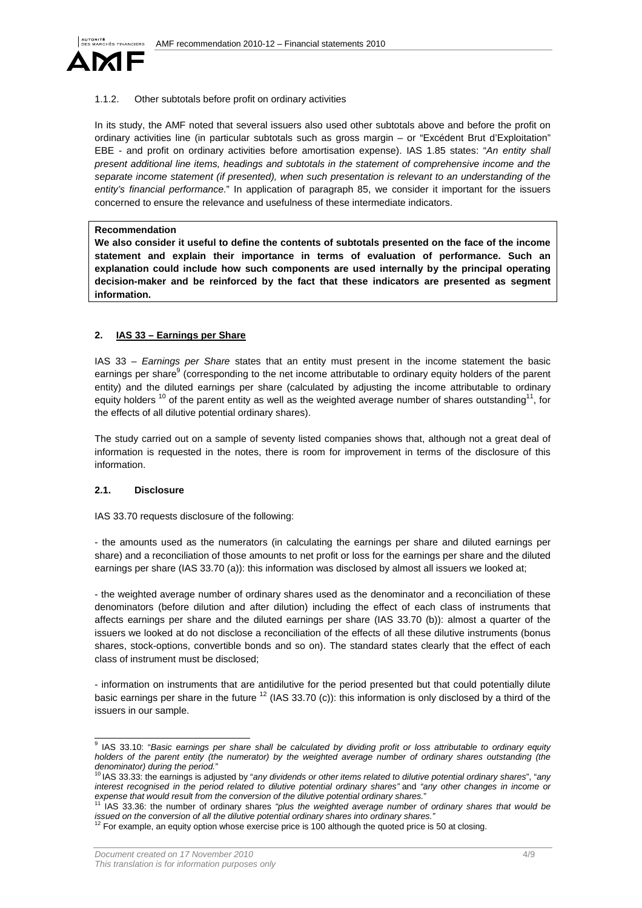#### 1.1.2. Other subtotals before profit on ordinary activities

In its study, the AMF noted that several issuers also used other subtotals above and before the profit on ordinary activities line (in particular subtotals such as gross margin – or "Excédent Brut d'Exploitation" EBE - and profit on ordinary activities before amortisation expense). IAS 1.85 states: "*An entity shall present additional line items, headings and subtotals in the statement of comprehensive income and the separate income statement (if presented), when such presentation is relevant to an understanding of the entity's financial performance.*" In application of paragraph 85, we consider it important for the issuers concerned to ensure the relevance and usefulness of these intermediate indicators.

**Recommendation**

**We also consider it useful to define the contents of subtotals presented on the face of the income statement and explain their importance in terms of evaluation of performance. Such an explanation could include how such components are used internally by the principal operating decision-maker and be reinforced by the fact that these indicators are presented as segment information.**

## 2. IAS 33 – Earnings per Share

IAS 33 – *Earnings per Share* states that an entity must present in the income statement the basic earnings per share[9] (corresponding to the net income attributable to ordinary equity holders of the parent entity) and the diluted earnings per share (calculated by adjusting the income attributable to ordinary equity holders [10] of the parent entity as well as the weighted average number of shares outstanding[11], for the effects of all dilutive potential ordinary shares).

The study carried out on a sample of seventy listed companies shows that, although not a great deal of information is requested in the notes, there is room for improvement in terms of the disclosure of this information.

### 2.1. Disclosure

IAS 33.70 requests disclosure of the following:

- the amounts used as the numerators (in calculating the earnings per share and diluted earnings per share) and a reconciliation of those amounts to net profit or loss for the earnings per share and the diluted earnings per share (IAS 33.70 (a)): this information was disclosed by almost all issuers we looked at;

- the weighted average number of ordinary shares used as the denominator and a reconciliation of these denominators (before dilution and after dilution) including the effect of each class of instruments that affects earnings per share and the diluted earnings per share (IAS 33.70 (b)): almost a quarter of the issuers we looked at do not disclose a reconciliation of the effects of all these dilutive instruments (bonus shares, stock-options, convertible bonds and so on). The standard states clearly that the effect of each class of instrument must be disclosed;

- information on instruments that are antidilutive for the period presented but that could potentially dilute basic earnings per share in the future [12] (IAS 33.70 (c)): this information is only disclosed by a third of the issuers in our sample.

---

[9] IAS 33.10: "*Basic earnings per share shall be calculated by dividing profit or loss attributable to ordinary equity holders of the parent entity (the numerator) by the weighted average number of ordinary shares outstanding (the denominator) during the period.*"

[10] IAS 33.33: the earnings is adjusted by "*any dividends or other items related to dilutive potential ordinary shares*", "*any interest recognised in the period related to dilutive potential ordinary shares"* and *"any other changes in income or expense that would result from the conversion of the dilutive potential ordinary shares.*"

[11] IAS 33.36: the number of ordinary shares *"plus the weighted average number of ordinary shares that would be issued on the conversion of all the dilutive potential ordinary shares into ordinary shares."*

[12] For example, an equity option whose exercise price is 100 although the quoted price is 50 at closing.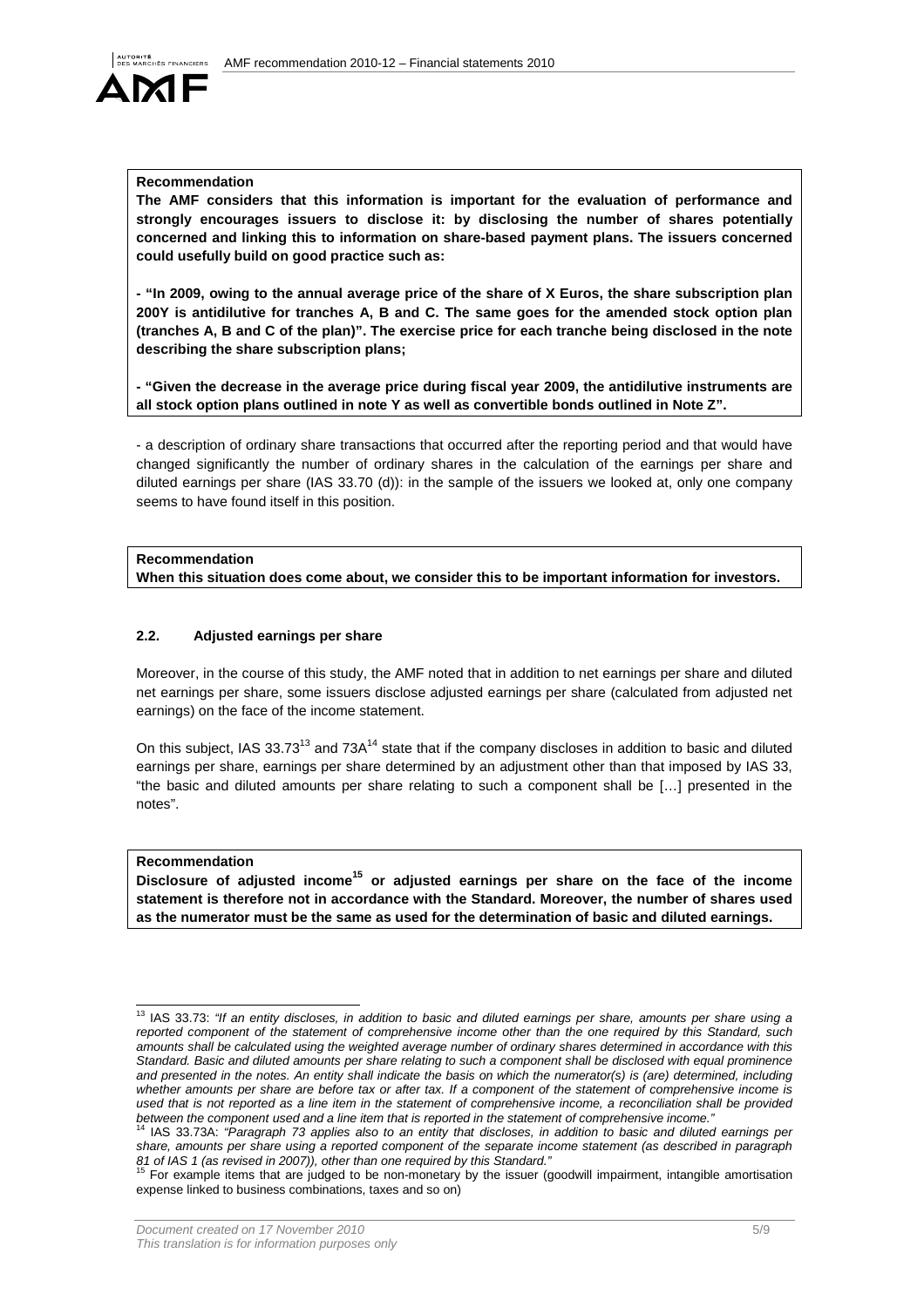**Recommendation**

**The AMF considers that this information is important for the evaluation of performance and strongly encourages issuers to disclose it: by disclosing the number of shares potentially concerned and linking this to information on share-based payment plans. The issuers concerned could usefully build on good practice such as:**

**- "In 2009, owing to the annual average price of the share of X Euros, the share subscription plan 200Y is antidilutive for tranches A, B and C. The same goes for the amended stock option plan (tranches A, B and C of the plan)". The exercise price for each tranche being disclosed in the note describing the share subscription plans;**

**- "Given the decrease in the average price during fiscal year 2009, the antidilutive instruments are all stock option plans outlined in note Y as well as convertible bonds outlined in Note Z".**

- a description of ordinary share transactions that occurred after the reporting period and that would have changed significantly the number of ordinary shares in the calculation of the earnings per share and diluted earnings per share (IAS 33.70 (d)): in the sample of the issuers we looked at, only one company seems to have found itself in this position.

**Recommendation**

**When this situation does come about, we consider this to be important information for investors.**

### 2.2. Adjusted earnings per share

Moreover, in the course of this study, the AMF noted that in addition to net earnings per share and diluted net earnings per share, some issuers disclose adjusted earnings per share (calculated from adjusted net earnings) on the face of the income statement.

On this subject, IAS 33.73[13] and 73A[14] state that if the company discloses in addition to basic and diluted earnings per share, earnings per share determined by an adjustment other than that imposed by IAS 33, "the basic and diluted amounts per share relating to such a component shall be […] presented in the notes".

**Recommendation**

**Disclosure of adjusted income[15] or adjusted earnings per share on the face of the income statement is therefore not in accordance with the Standard. Moreover, the number of shares used as the numerator must be the same as used for the determination of basic and diluted earnings.**

---

[13] IAS 33.73: *"If an entity discloses, in addition to basic and diluted earnings per share, amounts per share using a reported component of the statement of comprehensive income other than the one required by this Standard, such amounts shall be calculated using the weighted average number of ordinary shares determined in accordance with this Standard. Basic and diluted amounts per share relating to such a component shall be disclosed with equal prominence and presented in the notes. An entity shall indicate the basis on which the numerator(s) is (are) determined, including whether amounts per share are before tax or after tax. If a component of the statement of comprehensive income is used that is not reported as a line item in the statement of comprehensive income, a reconciliation shall be provided between the component used and a line item that is reported in the statement of comprehensive income."*

[14] IAS 33.73A: *"Paragraph 73 applies also to an entity that discloses, in addition to basic and diluted earnings per share, amounts per share using a reported component of the separate income statement (as described in paragraph 81 of IAS 1 (as revised in 2007)), other than one required by this Standard."*

[15] For example items that are judged to be non-monetary by the issuer (goodwill impairment, intangible amortisation expense linked to business combinations, taxes and so on)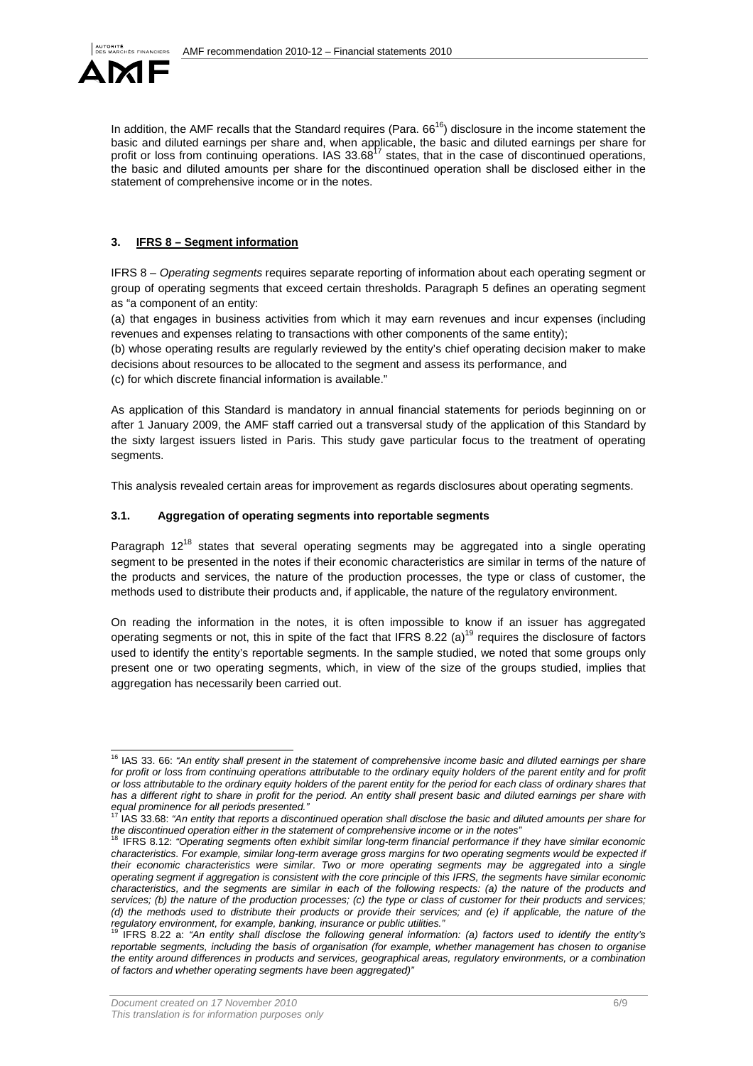In addition, the AMF recalls that the Standard requires (Para. 66[16]) disclosure in the income statement the basic and diluted earnings per share and, when applicable, the basic and diluted earnings per share for profit or loss from continuing operations. IAS 33.68[17] states, that in the case of discontinued operations, the basic and diluted amounts per share for the discontinued operation shall be disclosed either in the statement of comprehensive income or in the notes.

### 3. IFRS 8 – Segment information

IFRS 8 – *Operating segments* requires separate reporting of information about each operating segment or group of operating segments that exceed certain thresholds. Paragraph 5 defines an operating segment as "a component of an entity:

(a) that engages in business activities from which it may earn revenues and incur expenses (including revenues and expenses relating to transactions with other components of the same entity);

(b) whose operating results are regularly reviewed by the entity's chief operating decision maker to make decisions about resources to be allocated to the segment and assess its performance, and

(c) for which discrete financial information is available."

As application of this Standard is mandatory in annual financial statements for periods beginning on or after 1 January 2009, the AMF staff carried out a transversal study of the application of this Standard by the sixty largest issuers listed in Paris. This study gave particular focus to the treatment of operating segments.

This analysis revealed certain areas for improvement as regards disclosures about operating segments.

#### 3.1. Aggregation of operating segments into reportable segments

Paragraph 12[18] states that several operating segments may be aggregated into a single operating segment to be presented in the notes if their economic characteristics are similar in terms of the nature of the products and services, the nature of the production processes, the type or class of customer, the methods used to distribute their products and, if applicable, the nature of the regulatory environment.

On reading the information in the notes, it is often impossible to know if an issuer has aggregated operating segments or not, this in spite of the fact that IFRS 8.22 (a)[19] requires the disclosure of factors used to identify the entity's reportable segments. In the sample studied, we noted that some groups only present one or two operating segments, which, in view of the size of the groups studied, implies that aggregation has necessarily been carried out.

---

[16] IAS 33. 66: *"An entity shall present in the statement of comprehensive income basic and diluted earnings per share for profit or loss from continuing operations attributable to the ordinary equity holders of the parent entity and for profit or loss attributable to the ordinary equity holders of the parent entity for the period for each class of ordinary shares that has a different right to share in profit for the period. An entity shall present basic and diluted earnings per share with equal prominence for all periods presented."*

[17] IAS 33.68: *"An entity that reports a discontinued operation shall disclose the basic and diluted amounts per share for the discontinued operation either in the statement of comprehensive income or in the notes"*

[18] IFRS 8.12: *"Operating segments often exhibit similar long-term financial performance if they have similar economic characteristics. For example, similar long-term average gross margins for two operating segments would be expected if their economic characteristics were similar. Two or more operating segments may be aggregated into a single operating segment if aggregation is consistent with the core principle of this IFRS, the segments have similar economic characteristics, and the segments are similar in each of the following respects: (a) the nature of the products and services; (b) the nature of the production processes; (c) the type or class of customer for their products and services; (d) the methods used to distribute their products or provide their services; and (e) if applicable, the nature of the regulatory environment, for example, banking, insurance or public utilities."*

[19] IFRS 8.22 a: *"An entity shall disclose the following general information: (a) factors used to identify the entity's reportable segments, including the basis of organisation (for example, whether management has chosen to organise the entity around differences in products and services, geographical areas, regulatory environments, or a combination of factors and whether operating segments have been aggregated)"*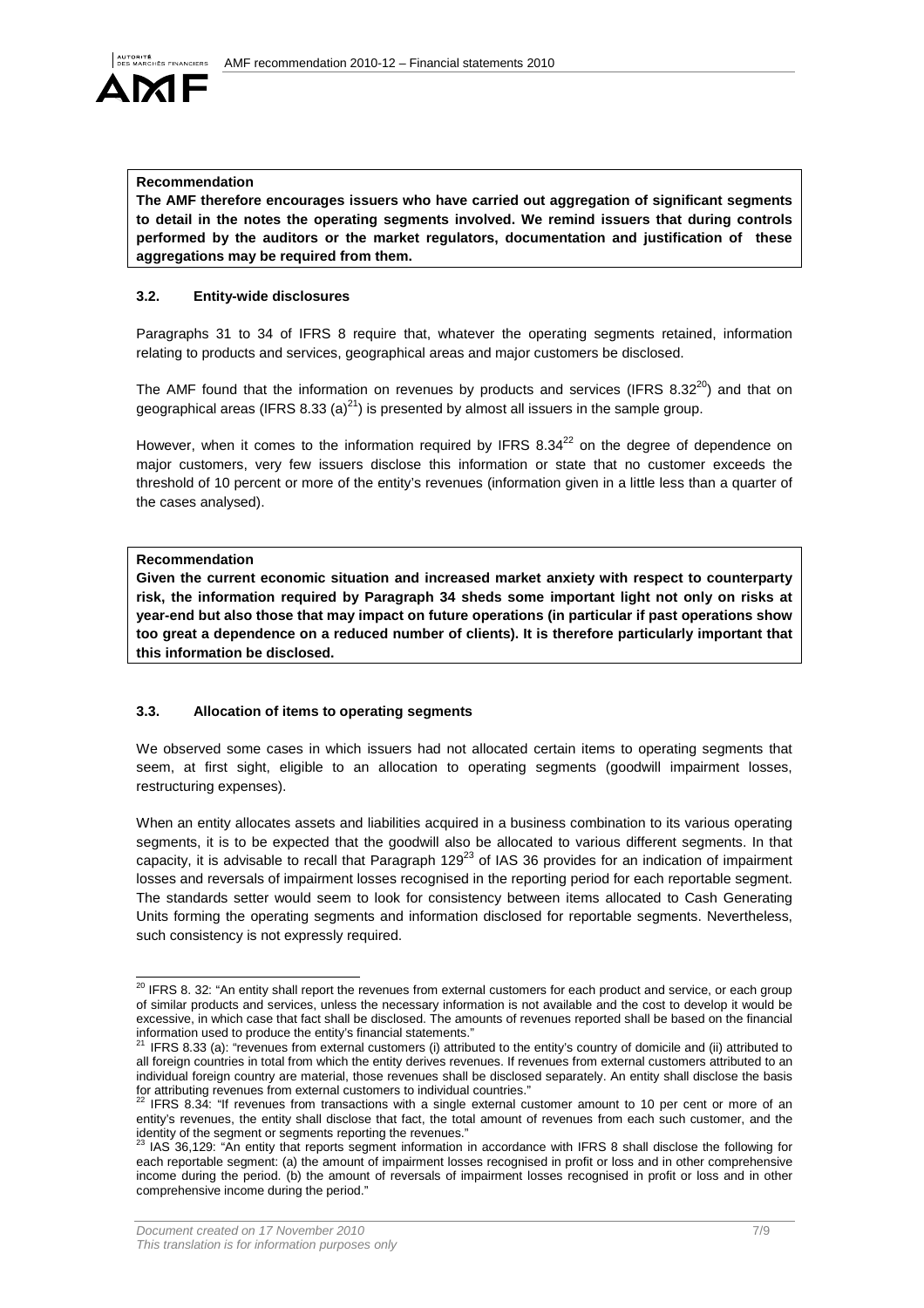**Recommendation**

**The AMF therefore encourages issuers who have carried out aggregation of significant segments to detail in the notes the operating segments involved. We remind issuers that during controls performed by the auditors or the market regulators, documentation and justification of these aggregations may be required from them.**

### 3.2. Entity-wide disclosures

Paragraphs 31 to 34 of IFRS 8 require that, whatever the operating segments retained, information relating to products and services, geographical areas and major customers be disclosed.

The AMF found that the information on revenues by products and services (IFRS 8.32[20]) and that on geographical areas (IFRS 8.33 (a)[21]) is presented by almost all issuers in the sample group.

However, when it comes to the information required by IFRS 8.34[22] on the degree of dependence on major customers, very few issuers disclose this information or state that no customer exceeds the threshold of 10 percent or more of the entity's revenues (information given in a little less than a quarter of the cases analysed).

**Recommendation**

**Given the current economic situation and increased market anxiety with respect to counterparty risk, the information required by Paragraph 34 sheds some important light not only on risks at year-end but also those that may impact on future operations (in particular if past operations show too great a dependence on a reduced number of clients). It is therefore particularly important that this information be disclosed.**

### 3.3. Allocation of items to operating segments

We observed some cases in which issuers had not allocated certain items to operating segments that seem, at first sight, eligible to an allocation to operating segments (goodwill impairment losses, restructuring expenses).

When an entity allocates assets and liabilities acquired in a business combination to its various operating segments, it is to be expected that the goodwill also be allocated to various different segments. In that capacity, it is advisable to recall that Paragraph 129[23] of IAS 36 provides for an indication of impairment losses and reversals of impairment losses recognised in the reporting period for each reportable segment. The standards setter would seem to look for consistency between items allocated to Cash Generating Units forming the operating segments and information disclosed for reportable segments. Nevertheless, such consistency is not expressly required.

---

[20] IFRS 8. 32: "An entity shall report the revenues from external customers for each product and service, or each group of similar products and services, unless the necessary information is not available and the cost to develop it would be excessive, in which case that fact shall be disclosed. The amounts of revenues reported shall be based on the financial information used to produce the entity's financial statements."

[21] IFRS 8.33 (a): "revenues from external customers (i) attributed to the entity's country of domicile and (ii) attributed to all foreign countries in total from which the entity derives revenues. If revenues from external customers attributed to an individual foreign country are material, those revenues shall be disclosed separately. An entity shall disclose the basis for attributing revenues from external customers to individual countries."

[22] IFRS 8.34: "If revenues from transactions with a single external customer amount to 10 per cent or more of an entity's revenues, the entity shall disclose that fact, the total amount of revenues from each such customer, and the identity of the segment or segments reporting the revenues."

[23] IAS 36,129: "An entity that reports segment information in accordance with IFRS 8 shall disclose the following for each reportable segment: (a) the amount of impairment losses recognised in profit or loss and in other comprehensive income during the period. (b) the amount of reversals of impairment losses recognised in profit or loss and in other comprehensive income during the period."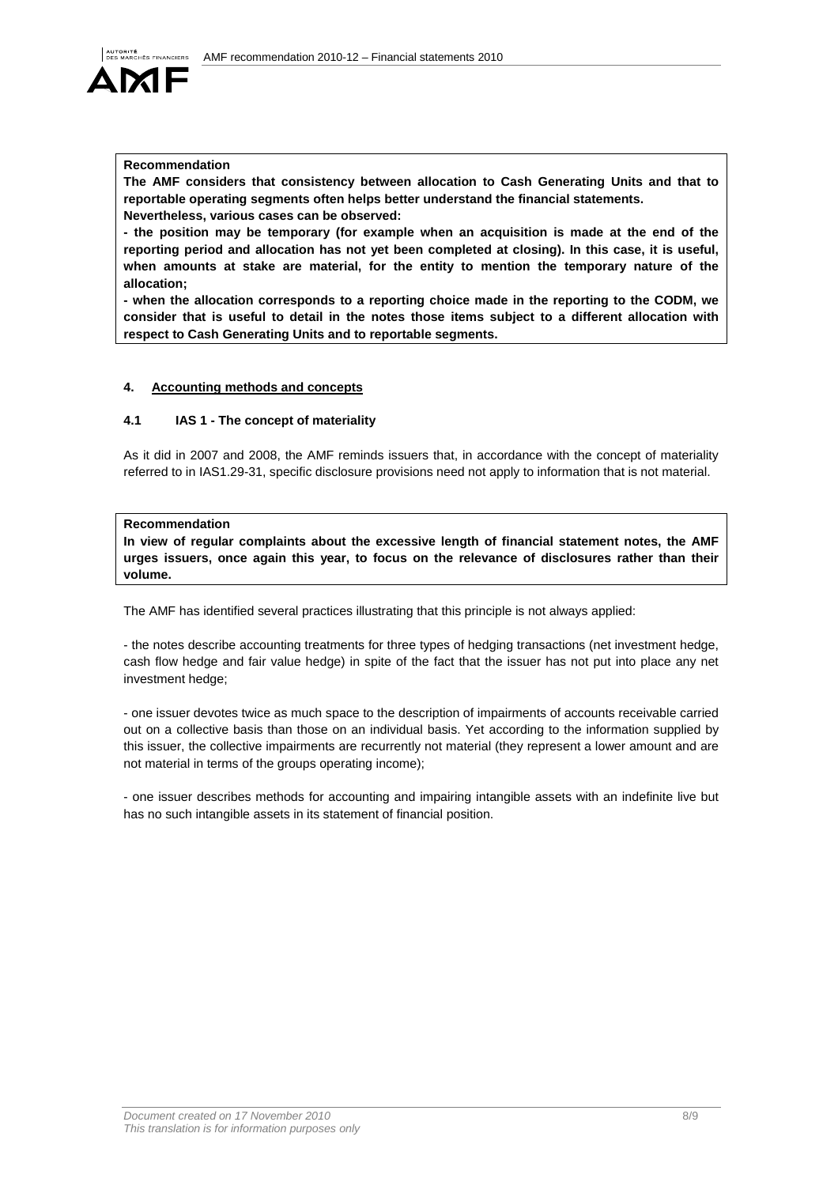**Recommendation**

**The AMF considers that consistency between allocation to Cash Generating Units and that to reportable operating segments often helps better understand the financial statements.**

**Nevertheless, various cases can be observed:**

**- the position may be temporary (for example when an acquisition is made at the end of the reporting period and allocation has not yet been completed at closing). In this case, it is useful, when amounts at stake are material, for the entity to mention the temporary nature of the allocation;**

**- when the allocation corresponds to a reporting choice made in the reporting to the CODM, we consider that is useful to detail in the notes those items subject to a different allocation with respect to Cash Generating Units and to reportable segments.**

## 4. Accounting methods and concepts

### 4.1 IAS 1 - The concept of materiality

As it did in 2007 and 2008, the AMF reminds issuers that, in accordance with the concept of materiality referred to in IAS1.29-31, specific disclosure provisions need not apply to information that is not material.

**Recommendation**

**In view of regular complaints about the excessive length of financial statement notes, the AMF urges issuers, once again this year, to focus on the relevance of disclosures rather than their volume.**

The AMF has identified several practices illustrating that this principle is not always applied:

- the notes describe accounting treatments for three types of hedging transactions (net investment hedge, cash flow hedge and fair value hedge) in spite of the fact that the issuer has not put into place any net investment hedge;

- one issuer devotes twice as much space to the description of impairments of accounts receivable carried out on a collective basis than those on an individual basis. Yet according to the information supplied by this issuer, the collective impairments are recurrently not material (they represent a lower amount and are not material in terms of the groups operating income);

- one issuer describes methods for accounting and impairing intangible assets with an indefinite live but has no such intangible assets in its statement of financial position.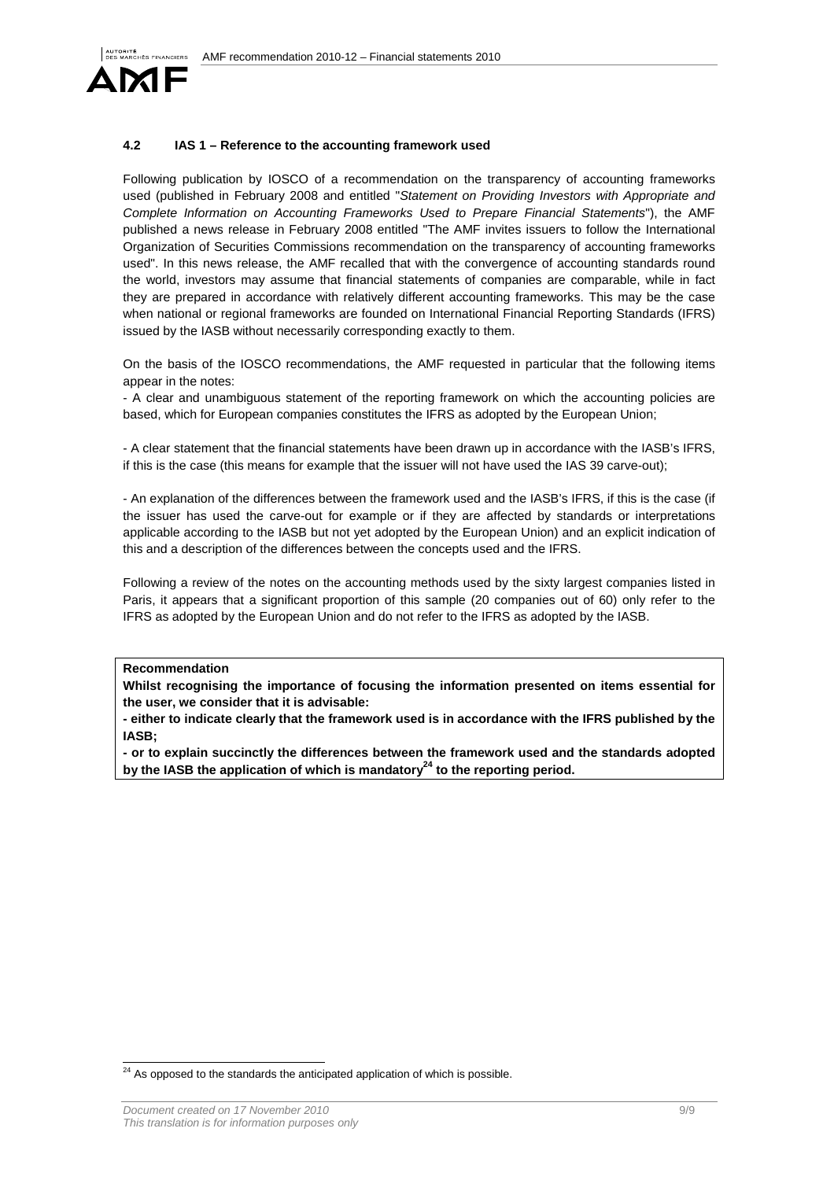### 4.2 IAS 1 – Reference to the accounting framework used

Following publication by IOSCO of a recommendation on the transparency of accounting frameworks used (published in February 2008 and entitled "*Statement on Providing Investors with Appropriate and Complete Information on Accounting Frameworks Used to Prepare Financial Statements*"), the AMF published a news release in February 2008 entitled "The AMF invites issuers to follow the International Organization of Securities Commissions recommendation on the transparency of accounting frameworks used". In this news release, the AMF recalled that with the convergence of accounting standards round the world, investors may assume that financial statements of companies are comparable, while in fact they are prepared in accordance with relatively different accounting frameworks. This may be the case when national or regional frameworks are founded on International Financial Reporting Standards (IFRS) issued by the IASB without necessarily corresponding exactly to them.

On the basis of the IOSCO recommendations, the AMF requested in particular that the following items appear in the notes:

- A clear and unambiguous statement of the reporting framework on which the accounting policies are based, which for European companies constitutes the IFRS as adopted by the European Union;

- A clear statement that the financial statements have been drawn up in accordance with the IASB's IFRS, if this is the case (this means for example that the issuer will not have used the IAS 39 carve-out);

- An explanation of the differences between the framework used and the IASB's IFRS, if this is the case (if the issuer has used the carve-out for example or if they are affected by standards or interpretations applicable according to the IASB but not yet adopted by the European Union) and an explicit indication of this and a description of the differences between the concepts used and the IFRS.

Following a review of the notes on the accounting methods used by the sixty largest companies listed in Paris, it appears that a significant proportion of this sample (20 companies out of 60) only refer to the IFRS as adopted by the European Union and do not refer to the IFRS as adopted by the IASB.

**Recommendation**

**Whilst recognising the importance of focusing the information presented on items essential for the user, we consider that it is advisable:**

**- either to indicate clearly that the framework used is in accordance with the IFRS published by the IASB;**

**- or to explain succinctly the differences between the framework used and the standards adopted by the IASB the application of which is mandatory[24] to the reporting period.**

[24] As opposed to the standards the anticipated application of which is possible.